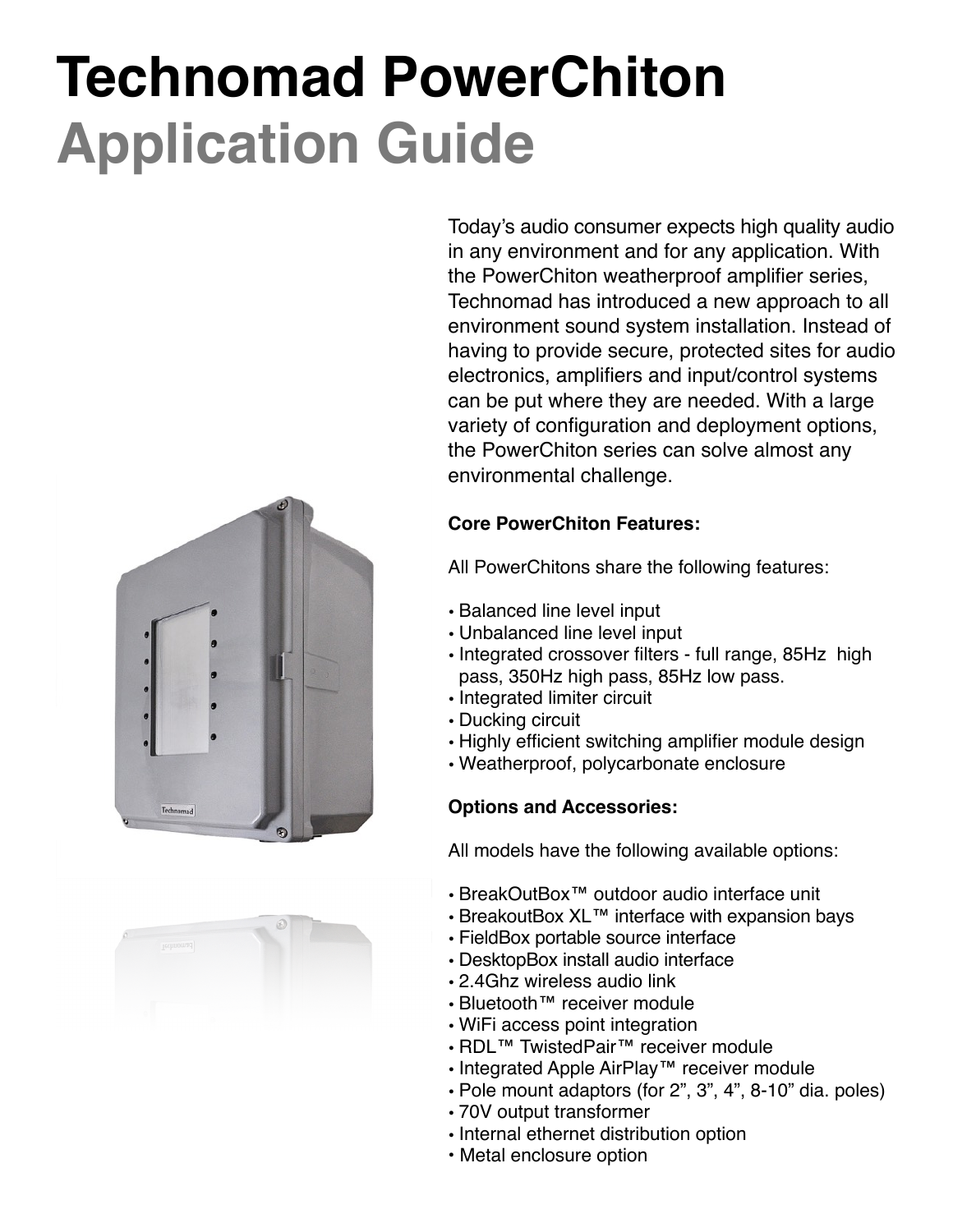# Technomad PowerChiton

## Application Guide

Today's audio consumer expects high quality audio in any environment and for any application. With the PowerChiton weatherproof amplifier series, Technomad has introduced a new approach to all environment sound system installation. Instead of having to provide secure, protected sites for audio electronics, amplifiers and input/control systems can be put where they are needed. With a large variety of configuration and deployment options, the PowerChiton series can solve almost any environmental challenge.

**Core PowerChiton Features:**

All PowerChitons share the following features:

- Balanced line level input
- Unbalanced line level input
- Integrated crossover filters - full range, 85Hz high pass, 350Hz high pass, 85Hz low pass.
- Integrated limiter circuit
- Ducking circuit
- Highly efficient switching amplifier module design
- Weatherproof, polycarbonate enclosure

**Options and Accessories:**

All models have the following available options:

- BreakOutBox™ outdoor audio interface unit
- BreakoutBox XL™ interface with expansion bays
- FieldBox portable source interface
- DesktopBox install audio interface
- 2.4Ghz wireless audio link
- Bluetooth™ receiver module
- WiFi access point integration
- RDL™ TwistedPair™ receiver module
- Integrated Apple AirPlay™ receiver module
- Pole mount adaptors (for 2", 3", 4", 8-10" dia. poles)
- 70V output transformer
- Internal ethernet distribution option
- Metal enclosure option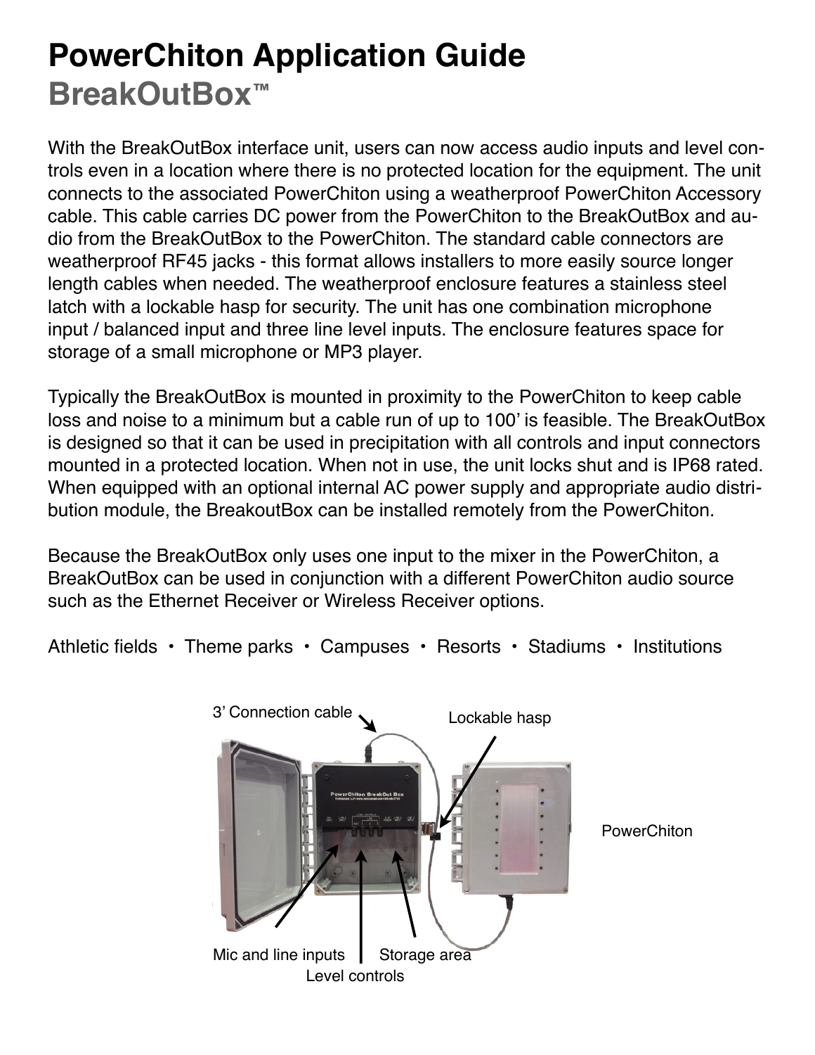# PowerChiton Application Guide

## BreakOutBox™

With the BreakOutBox interface unit, users can now access audio inputs and level controls even in a location where there is no protected location for the equipment. The unit connects to the associated PowerChiton using a weatherproof PowerChiton Accessory cable. This cable carries DC power from the PowerChiton to the BreakOutBox and audio from the BreakOutBox to the PowerChiton. The standard cable connectors are weatherproof RF45 jacks - this format allows installers to more easily source longer length cables when needed. The weatherproof enclosure features a stainless steel latch with a lockable hasp for security. The unit has one combination microphone input / balanced input and three line level inputs. The enclosure features space for storage of a small microphone or MP3 player.

Typically the BreakOutBox is mounted in proximity to the PowerChiton to keep cable loss and noise to a minimum but a cable run of up to 100' is feasible. The BreakOutBox is designed so that it can be used in precipitation with all controls and input connectors mounted in a protected location. When not in use, the unit locks shut and is IP68 rated. When equipped with an optional internal AC power supply and appropriate audio distribution module, the BreakoutBox can be installed remotely from the PowerChiton.

Because the BreakOutBox only uses one input to the mixer in the PowerChiton, a BreakOutBox can be used in conjunction with a different PowerChiton audio source such as the Ethernet Receiver or Wireless Receiver options.

Athletic fields • Theme parks • Campuses • Resorts • Stadiums • Institutions

3' Connection cable

Lockable hasp

PowerChiton

Mic and line inputs

Storage area

Level controls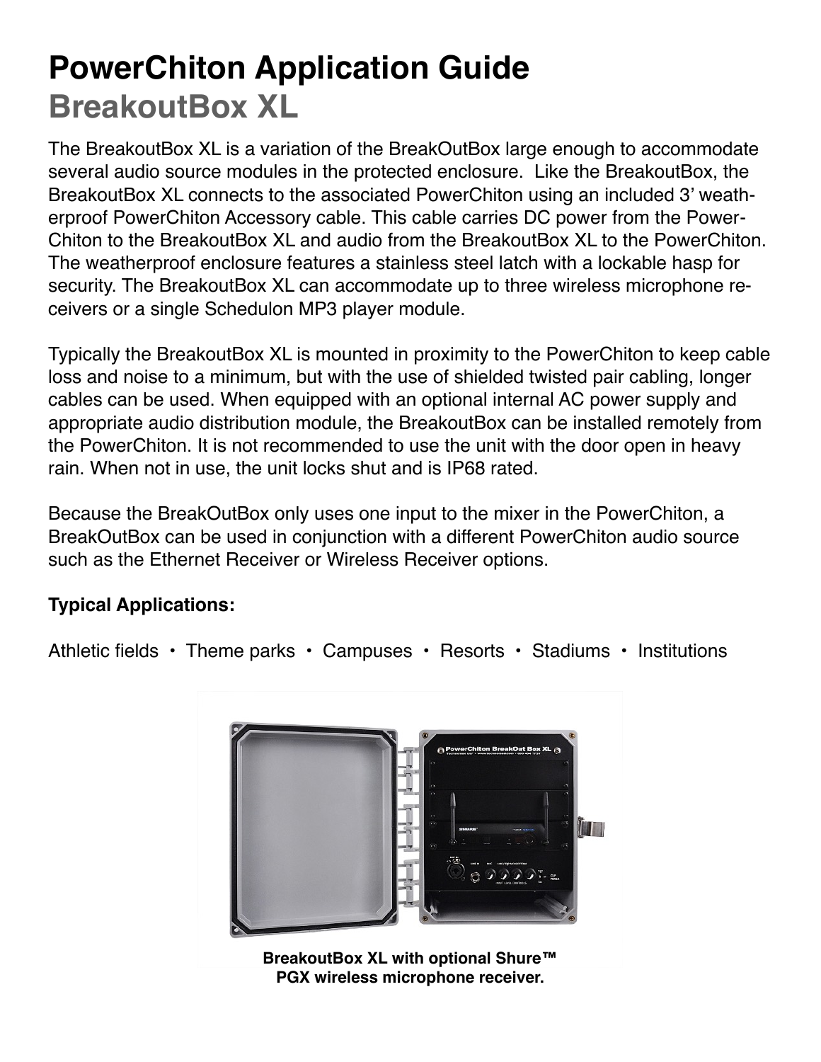# PowerChiton Application Guide

## BreakoutBox XL

The BreakoutBox XL is a variation of the BreakOutBox large enough to accommodate several audio source modules in the protected enclosure. Like the BreakoutBox, the BreakoutBox XL connects to the associated PowerChiton using an included 3' weatherproof PowerChiton Accessory cable. This cable carries DC power from the PowerChiton to the BreakoutBox XL and audio from the BreakoutBox XL to the PowerChiton. The weatherproof enclosure features a stainless steel latch with a lockable hasp for security. The BreakoutBox XL can accommodate up to three wireless microphone receivers or a single Schedulon MP3 player module.

Typically the BreakoutBox XL is mounted in proximity to the PowerChiton to keep cable loss and noise to a minimum, but with the use of shielded twisted pair cabling, longer cables can be used. When equipped with an optional internal AC power supply and appropriate audio distribution module, the BreakoutBox can be installed remotely from the PowerChiton. It is not recommended to use the unit with the door open in heavy rain. When not in use, the unit locks shut and is IP68 rated.

Because the BreakOutBox only uses one input to the mixer in the PowerChiton, a BreakOutBox can be used in conjunction with a different PowerChiton audio source such as the Ethernet Receiver or Wireless Receiver options.

**Typical Applications:**

Athletic fields • Theme parks • Campuses • Resorts • Stadiums • Institutions

**BreakoutBox XL with optional Shure™ PGX wireless microphone receiver.**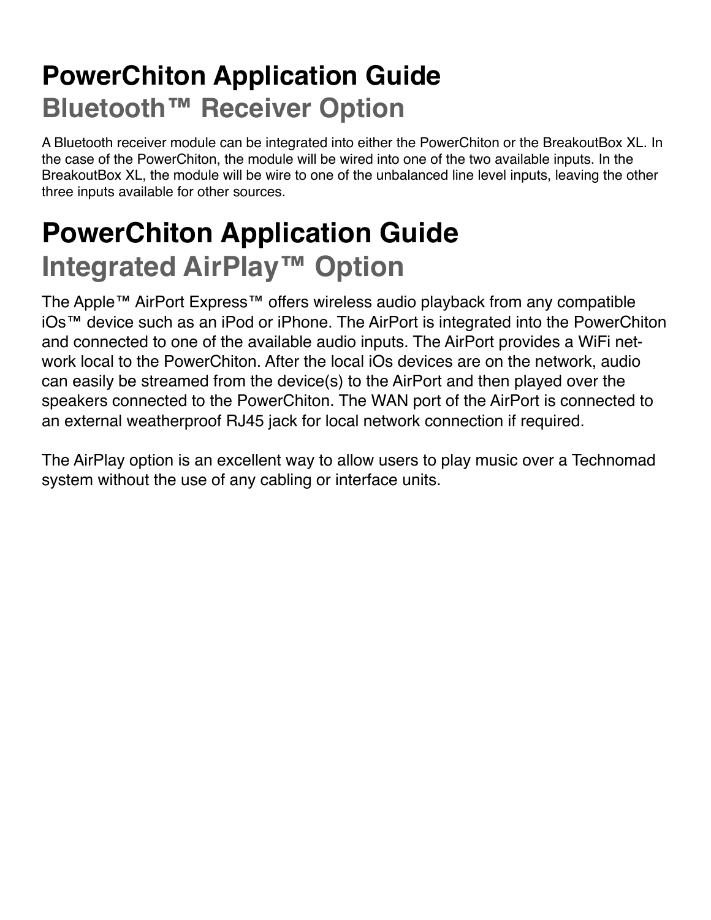# PowerChiton Application Guide

## Bluetooth™ Receiver Option

A Bluetooth receiver module can be integrated into either the PowerChiton or the BreakoutBox XL. In the case of the PowerChiton, the module will be wired into one of the two available inputs. In the BreakoutBox XL, the module will be wire to one of the unbalanced line level inputs, leaving the other three inputs available for other sources.

# PowerChiton Application Guide

## Integrated AirPlay™ Option

The Apple™ AirPort Express™ offers wireless audio playback from any compatible iOs™ device such as an iPod or iPhone. The AirPort is integrated into the PowerChiton and connected to one of the available audio inputs. The AirPort provides a WiFi network local to the PowerChiton. After the local iOs devices are on the network, audio can easily be streamed from the device(s) to the AirPort and then played over the speakers connected to the PowerChiton. The WAN port of the AirPort is connected to an external weatherproof RJ45 jack for local network connection if required.

The AirPlay option is an excellent way to allow users to play music over a Technomad system without the use of any cabling or interface units.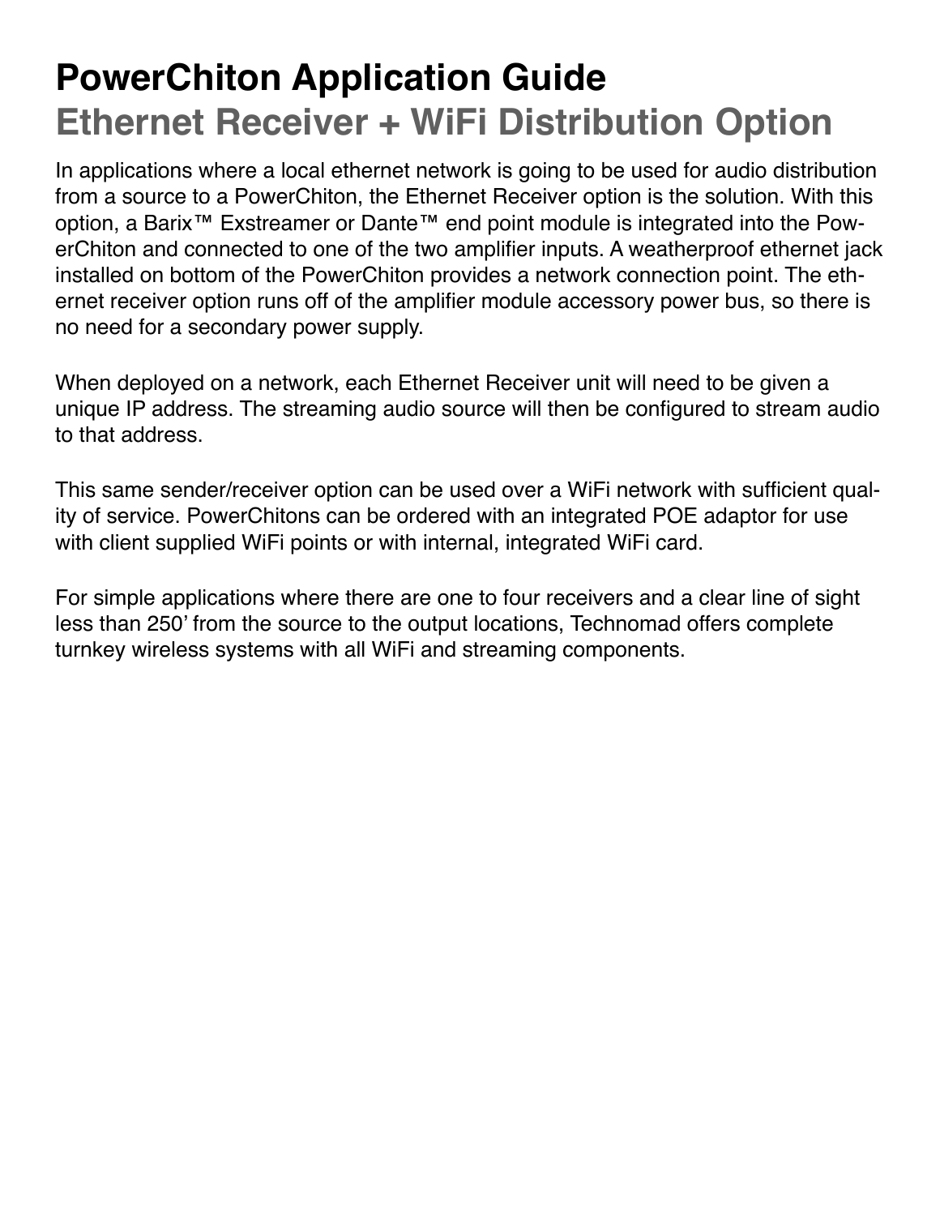# PowerChiton Application Guide

## Ethernet Receiver + WiFi Distribution Option

In applications where a local ethernet network is going to be used for audio distribution from a source to a PowerChiton, the Ethernet Receiver option is the solution. With this option, a Barix™ Exstreamer or Dante™ end point module is integrated into the PowerChiton and connected to one of the two amplifier inputs. A weatherproof ethernet jack installed on bottom of the PowerChiton provides a network connection point. The ethernet receiver option runs off of the amplifier module accessory power bus, so there is no need for a secondary power supply.

When deployed on a network, each Ethernet Receiver unit will need to be given a unique IP address. The streaming audio source will then be configured to stream audio to that address.

This same sender/receiver option can be used over a WiFi network with sufficient quality of service. PowerChitons can be ordered with an integrated POE adaptor for use with client supplied WiFi points or with internal, integrated WiFi card.

For simple applications where there are one to four receivers and a clear line of sight less than 250’ from the source to the output locations, Technomad offers complete turnkey wireless systems with all WiFi and streaming components.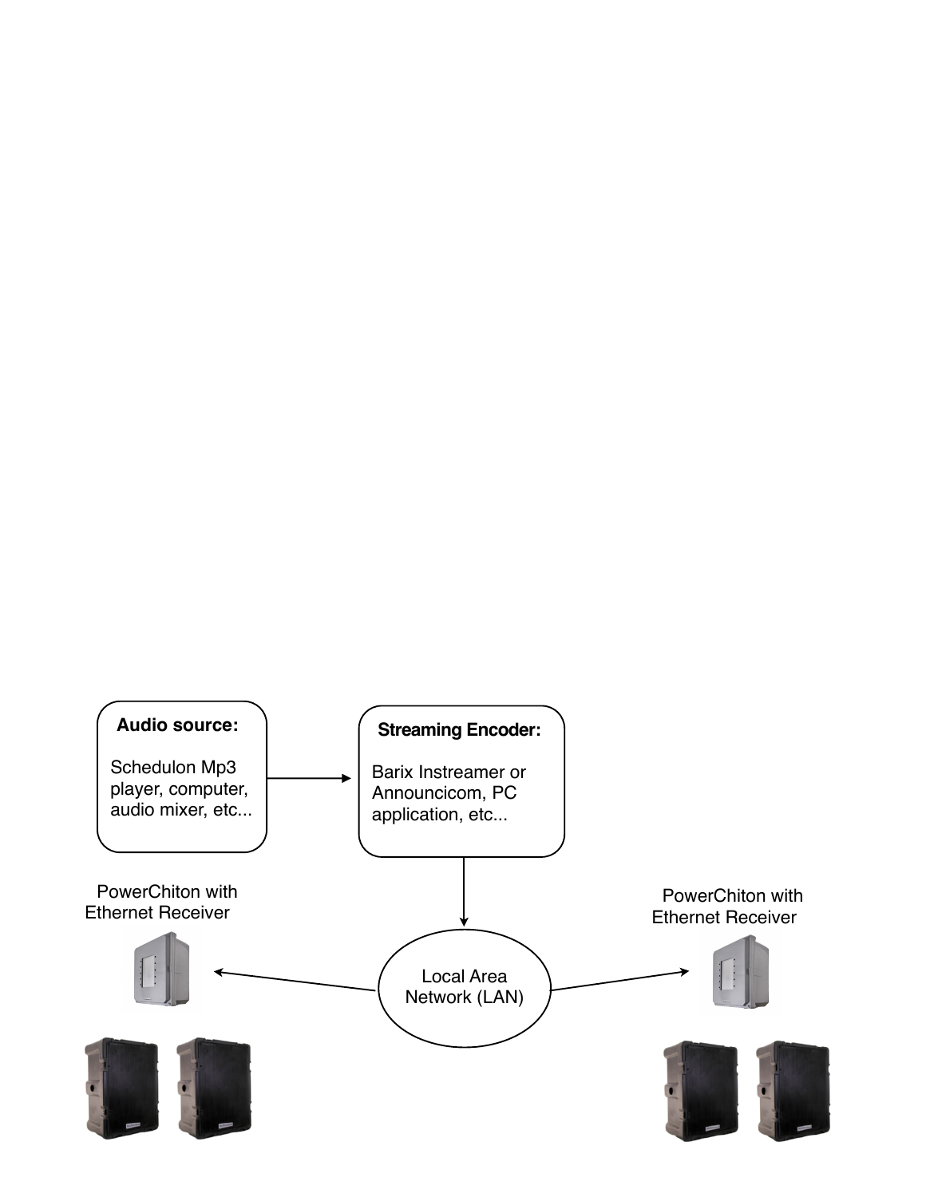**Audio source:**

Schedulon Mp3 player, computer, audio mixer, etc...

**Streaming Encoder:**

Barix Instreamer or Announcicom, PC application, etc...

Local Area Network (LAN)

PowerChiton with Ethernet Receiver

PowerChiton with Ethernet Receiver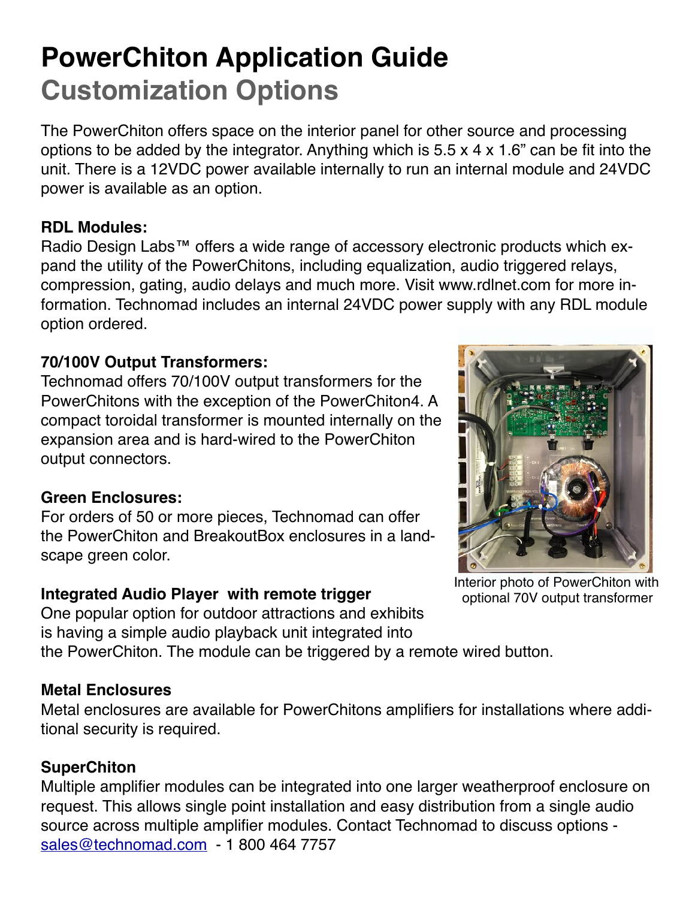# PowerChiton Application Guide

## Customization Options

The PowerChiton offers space on the interior panel for other source and processing options to be added by the integrator. Anything which is 5.5 x 4 x 1.6" can be fit into the unit. There is a 12VDC power available internally to run an internal module and 24VDC power is available as an option.

**RDL Modules:**

Radio Design Labs™ offers a wide range of accessory electronic products which expand the utility of the PowerChitons, including equalization, audio triggered relays, compression, gating, audio delays and much more. Visit www.rdlnet.com for more information. Technomad includes an internal 24VDC power supply with any RDL module option ordered.

**70/100V Output Transformers:**

Technomad offers 70/100V output transformers for the PowerChitons with the exception of the PowerChiton4. A compact toroidal transformer is mounted internally on the expansion area and is hard-wired to the PowerChiton output connectors.

Interior photo of PowerChiton with optional 70V output transformer

**Green Enclosures:**

For orders of 50 or more pieces, Technomad can offer the PowerChiton and BreakoutBox enclosures in a landscape green color.

**Integrated Audio Player with remote trigger**

One popular option for outdoor attractions and exhibits is having a simple audio playback unit integrated into the PowerChiton. The module can be triggered by a remote wired button.

**Metal Enclosures**

Metal enclosures are available for PowerChitons amplifiers for installations where additional security is required.

**SuperChiton**

Multiple amplifier modules can be integrated into one larger weatherproof enclosure on request. This allows single point installation and easy distribution from a single audio source across multiple amplifier modules. Contact Technomad to discuss options - sales@technomad.com - 1 800 464 7757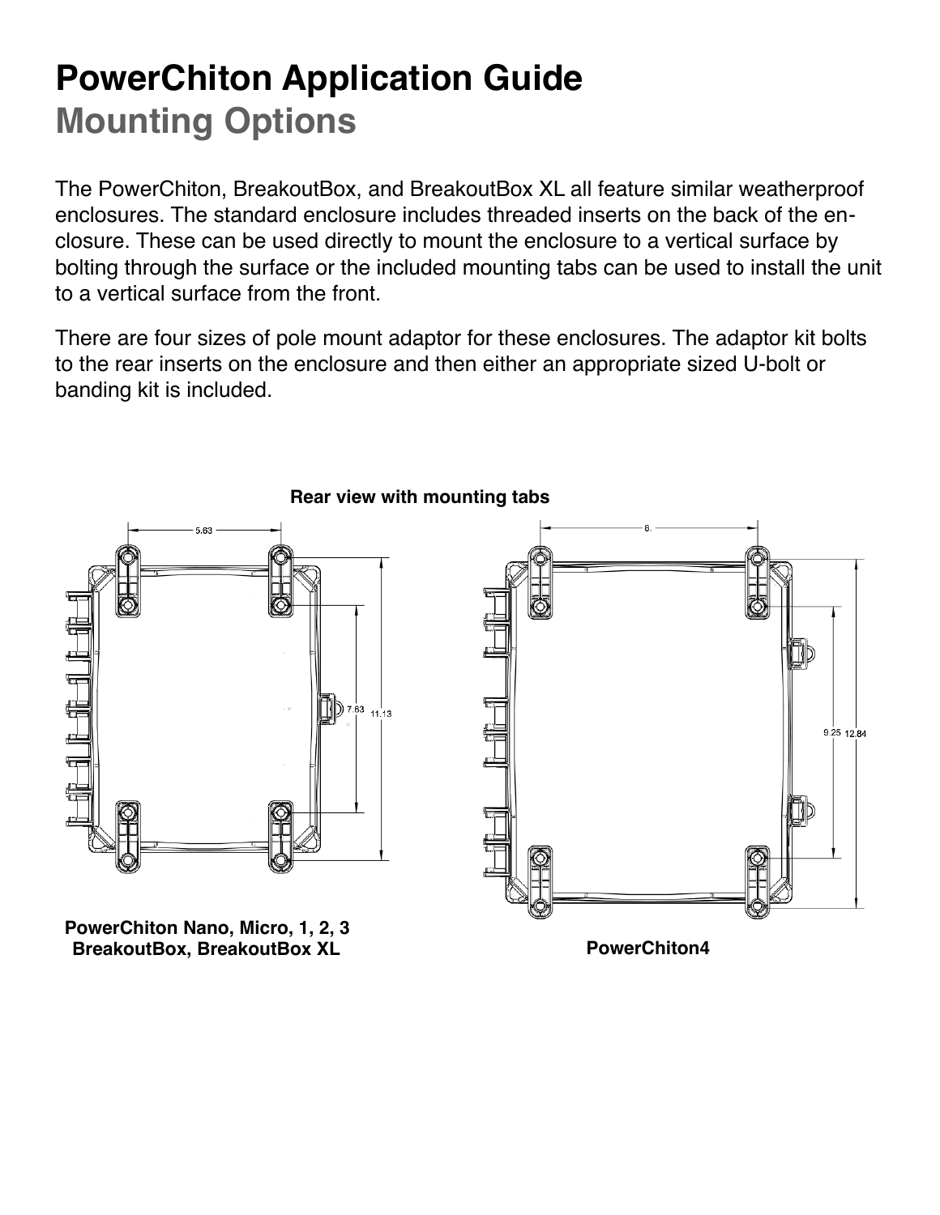# PowerChiton Application Guide

## Mounting Options

The PowerChiton, BreakoutBox, and BreakoutBox XL all feature similar weatherproof enclosures. The standard enclosure includes threaded inserts on the back of the enclosure. These can be used directly to mount the enclosure to a vertical surface by bolting through the surface or the included mounting tabs can be used to install the unit to a vertical surface from the front.

There are four sizes of pole mount adaptor for these enclosures. The adaptor kit bolts to the rear inserts on the enclosure and then either an appropriate sized U-bolt or banding kit is included.

**Rear view with mounting tabs**

5.63

7.63

11.13

**PowerChiton Nano, Micro, 1, 2, 3**
**BreakoutBox, BreakoutBox XL**

8.

9.25

12.84

**PowerChiton4**